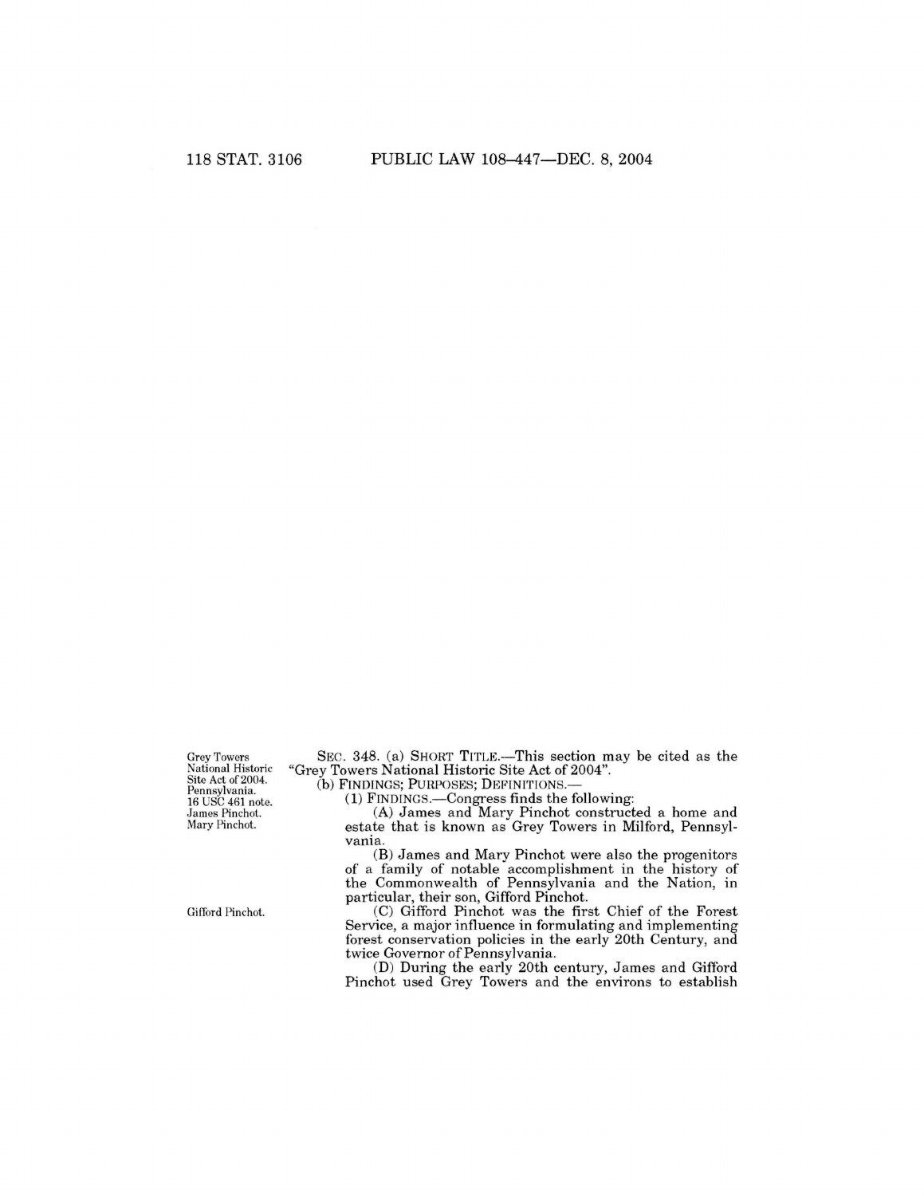Grey Towers National Historic Site Act of 2004. Pennsylvania. 16 USC 461 note. James Pinchot. Mary Pinchot.

SEC. 348. (a) SHORT TITLE.—This section may be cited as the "Grey Towers National Historic Site Act of 2004".

(b) FINDINGS; PURPOSES; DEFINITIONS.—

(1) FINDINGS.—Congress finds the following:

(A) James and Mary Pinchot constructed a home and estate that is known as Grey Towers in Milford, Pennsylvania.

(B) James and Mary Pinchot were also the progenitors of a family of notable accomplishment in the history of the Commonwealth of Pennsylvania and the Nation, in particular, their son, Gifford Pinchot.

Gifford Pinchot.

(C) Gifford Pinchot was the first Chief of the Forest Service, a major influence in formulating and implementing forest conservation policies in the early 20th Century, and twice Governor of Pennsylvania.

(D) During the early 20th century, James and Gifford Pinchot used Grey Towers and the environs to establish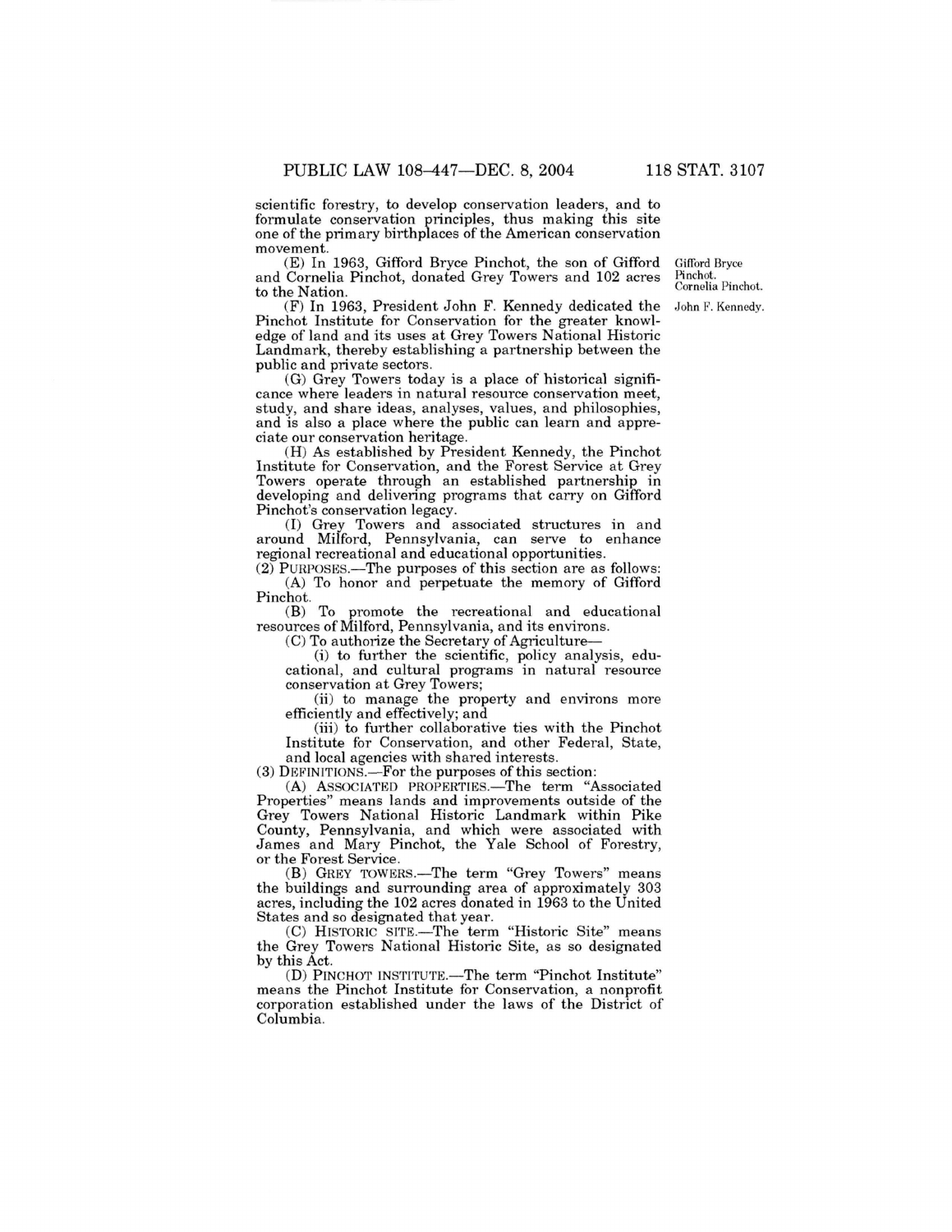scientific forestry, to develop conservation leaders, and to formulate conservation principles, thus making this site one of the primary birthplaces of the American conservation movement.

(E) In 1963, Gifford Bryce Pinchot, the son of Gifford and Cornelia Pinchot, donated Grey Towers and 102 acres to the Nation.

(F) In 1963, President John F. Kennedy dedicated the Pinchot Institute for Conservation for the greater knowledge of land and its uses at Grey Towers National Historic Landmark, thereby establishing a partnership between the public and private sectors.

(G) Grey Towers today is a place of historical significance where leaders in natural resource conservation meet, study, and share ideas, analyses, values, and philosophies, and is also a place where the public can learn and appreciate our conservation heritage.

(H) As established by President Kennedy, the Pinchot Institute for Conservation, and the Forest Service at Grey Towers operate through an established partnership in developing and delivering programs that carry on Gifford Pinchot's conservation legacy.

(I) Grey Towers and associated structures in and around Milford, Pennsylvania, can serve to enhance regional recreational and educational opportunities.

(2) PURPOSES.—The purposes of this section are as follows:

(A) To honor and perpetuate the memory of Gifford Pinchot.

(B) To promote the recreational and educational resources of Milford, Pennsylvania, and its environs.

(C) To authorize the Secretary of Agriculture—

(i) to further the scientific, policy analysis, educational, and cultural programs in natural resource conservation at Grey Towers;

(ii) to manage the property and environs more efficiently and effectively; and

(iii) to further collaborative ties with the Pinchot Institute for Conservation, and other Federal, State, and local agencies with shared interests.

(3) DEFINITIONS.—For the purposes of this section:

(A) ASSOCIATED PROPERTIES.—The term "Associated Properties" means lands and improvements outside of the Grey Towers National Historic Landmark within Pike County, Pennsylvania, and which were associated with James and Mary Pinchot, the Yale School of Forestry, or the Forest Service.

(B) GREY TOWERS.—The term "Grey Towers" means the buildings and surrounding area of approximately 303 acres, including the 102 acres donated in 1963 to the United States and so designated that year.

(C) HISTORIC SITE.—The term "Historic Site" means the Grey Towers National Historic Site, as so designated by this Act.

(D) PINCHOT INSTITUTE.—The term "Pinchot Institute" means the Pinchot Institute for Conservation, a nonprofit corporation established under the laws of the District of Columbia.

Gifford Bryce Pinchot.
Cornelia Pinchot.

John F. Kennedy.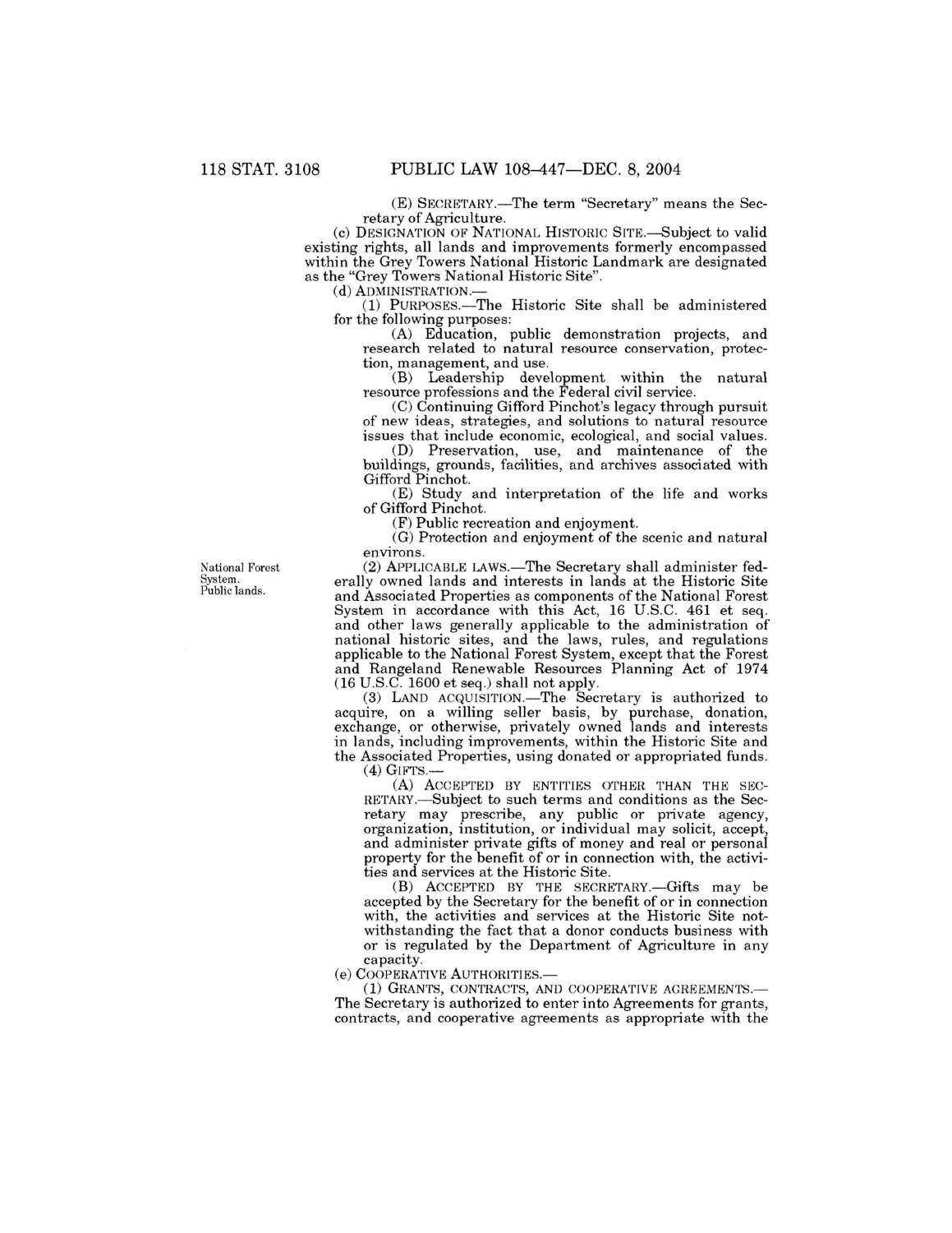(E) SECRETARY.—The term "Secretary" means the Secretary of Agriculture.

(c) DESIGNATION OF NATIONAL HISTORIC SITE.—Subject to valid existing rights, all lands and improvements formerly encompassed within the Grey Towers National Historic Landmark are designated as the "Grey Towers National Historic Site".

(d) ADMINISTRATION.—

(1) PURPOSES.—The Historic Site shall be administered for the following purposes:

(A) Education, public demonstration projects, and research related to natural resource conservation, protection, management, and use.

(B) Leadership development within the natural resource professions and the Federal civil service.

(C) Continuing Gifford Pinchot's legacy through pursuit of new ideas, strategies, and solutions to natural resource issues that include economic, ecological, and social values.

(D) Preservation, use, and maintenance of the buildings, grounds, facilities, and archives associated with Gifford Pinchot.

(E) Study and interpretation of the life and works of Gifford Pinchot.

(F) Public recreation and enjoyment.

(G) Protection and enjoyment of the scenic and natural environs.

National Forest System. Public lands.

(2) APPLICABLE LAWS.—The Secretary shall administer federally owned lands and interests in lands at the Historic Site and Associated Properties as components of the National Forest System in accordance with this Act, 16 U.S.C. 461 et seq. and other laws generally applicable to the administration of national historic sites, and the laws, rules, and regulations applicable to the National Forest System, except that the Forest and Rangeland Renewable Resources Planning Act of 1974 (16 U.S.C. 1600 et seq.) shall not apply.

(3) LAND ACQUISITION.—The Secretary is authorized to acquire, on a willing seller basis, by purchase, donation, exchange, or otherwise, privately owned lands and interests in lands, including improvements, within the Historic Site and the Associated Properties, using donated or appropriated funds.

(4) GIFTS.—

(A) ACCEPTED BY ENTITIES OTHER THAN THE SECRETARY.—Subject to such terms and conditions as the Secretary may prescribe, any public or private agency, organization, institution, or individual may solicit, accept, and administer private gifts of money and real or personal property for the benefit of or in connection with, the activities and services at the Historic Site.

(B) ACCEPTED BY THE SECRETARY.—Gifts may be accepted by the Secretary for the benefit of or in connection with, the activities and services at the Historic Site notwithstanding the fact that a donor conducts business with or is regulated by the Department of Agriculture in any capacity.

(e) COOPERATIVE AUTHORITIES.—

(1) GRANTS, CONTRACTS, AND COOPERATIVE AGREEMENTS.—The Secretary is authorized to enter into Agreements for grants, contracts, and cooperative agreements as appropriate with the